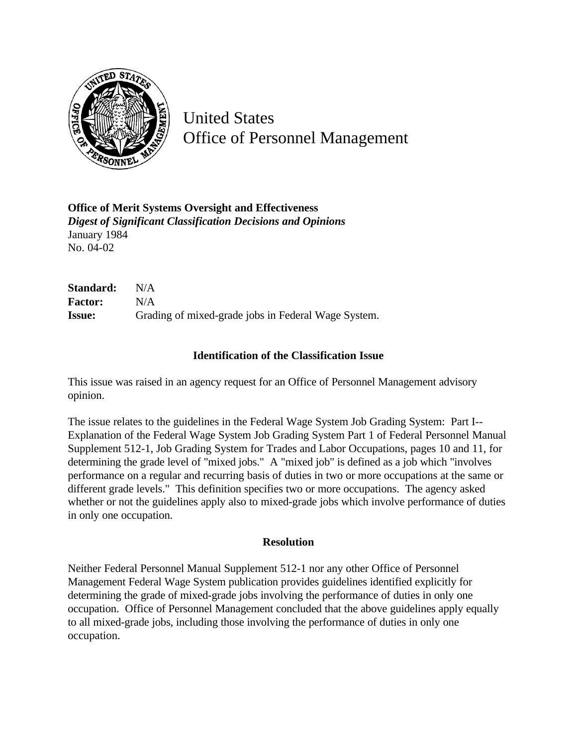United States
Office of Personnel Management

**Office of Merit Systems Oversight and Effectiveness**
***Digest of Significant Classification Decisions and Opinions***
January 1984
No. 04-02

**Standard:** N/A
**Factor:** N/A
**Issue:** Grading of mixed-grade jobs in Federal Wage System.

### Identification of the Classification Issue

This issue was raised in an agency request for an Office of Personnel Management advisory opinion.

The issue relates to the guidelines in the Federal Wage System Job Grading System: Part I--Explanation of the Federal Wage System Job Grading System Part 1 of Federal Personnel Manual Supplement 512-1, Job Grading System for Trades and Labor Occupations, pages 10 and 11, for determining the grade level of "mixed jobs." A "mixed job" is defined as a job which "involves performance on a regular and recurring basis of duties in two or more occupations at the same or different grade levels." This definition specifies two or more occupations. The agency asked whether or not the guidelines apply also to mixed-grade jobs which involve performance of duties in only one occupation.

### Resolution

Neither Federal Personnel Manual Supplement 512-1 nor any other Office of Personnel Management Federal Wage System publication provides guidelines identified explicitly for determining the grade of mixed-grade jobs involving the performance of duties in only one occupation. Office of Personnel Management concluded that the above guidelines apply equally to all mixed-grade jobs, including those involving the performance of duties in only one occupation.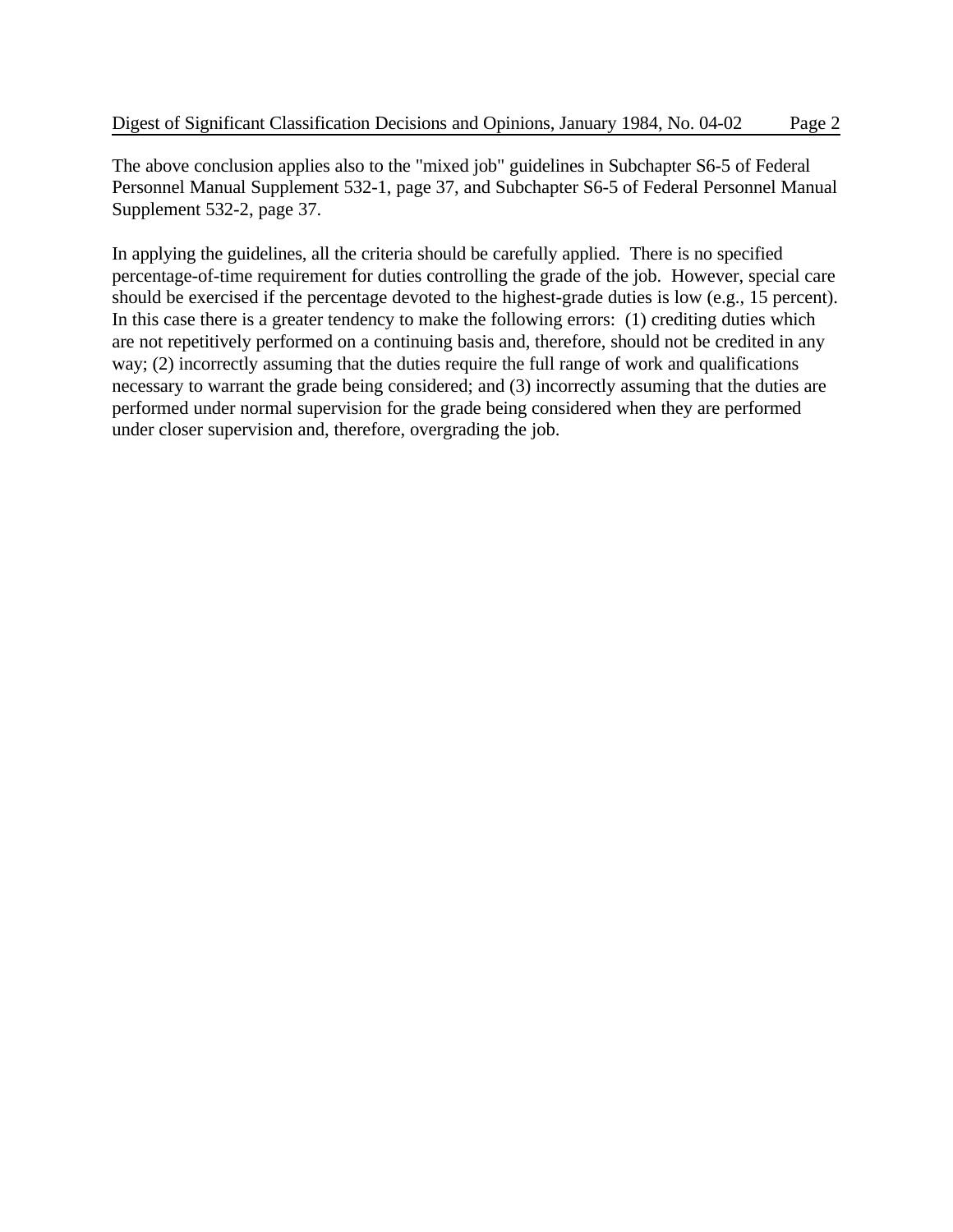The above conclusion applies also to the "mixed job" guidelines in Subchapter S6-5 of Federal Personnel Manual Supplement 532-1, page 37, and Subchapter S6-5 of Federal Personnel Manual Supplement 532-2, page 37.

In applying the guidelines, all the criteria should be carefully applied. There is no specified percentage-of-time requirement for duties controlling the grade of the job. However, special care should be exercised if the percentage devoted to the highest-grade duties is low (e.g., 15 percent). In this case there is a greater tendency to make the following errors: (1) crediting duties which are not repetitively performed on a continuing basis and, therefore, should not be credited in any way; (2) incorrectly assuming that the duties require the full range of work and qualifications necessary to warrant the grade being considered; and (3) incorrectly assuming that the duties are performed under normal supervision for the grade being considered when they are performed under closer supervision and, therefore, overgrading the job.